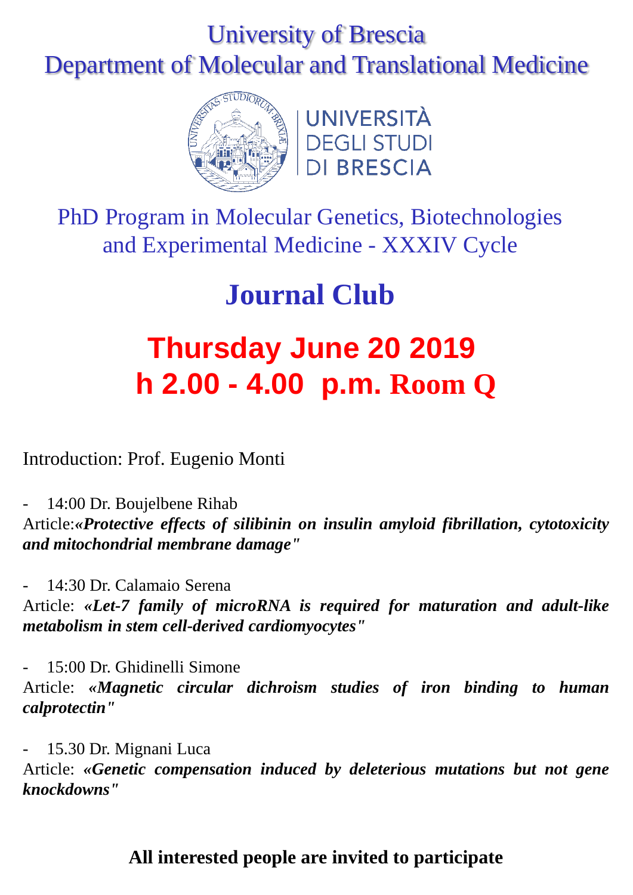# University of Brescia
# Department of Molecular and Translational Medicine

UNIVERSITÀ DEGLI STUDI DI BRESCIA

## PhD Program in Molecular Genetics, Biotechnologies and Experimental Medicine - XXXIV Cycle

# Journal Club

## Thursday June 20 2019
## h 2.00 - 4.00 p.m. Room Q

Introduction: Prof. Eugenio Monti

- 14:00 Dr. Boujelbene Rihab

Article:***«Protective effects of silibinin on insulin amyloid fibrillation, cytotoxicity and mitochondrial membrane damage"***

- 14:30 Dr. Calamaio Serena

Article: ***«Let-7 family of microRNA is required for maturation and adult-like metabolism in stem cell-derived cardiomyocytes"***

- 15:00 Dr. Ghidinelli Simone

Article: ***«Magnetic circular dichroism studies of iron binding to human calprotectin"***

- 15.30 Dr. Mignani Luca

Article: ***«Genetic compensation induced by deleterious mutations but not gene knockdowns"***

**All interested people are invited to participate**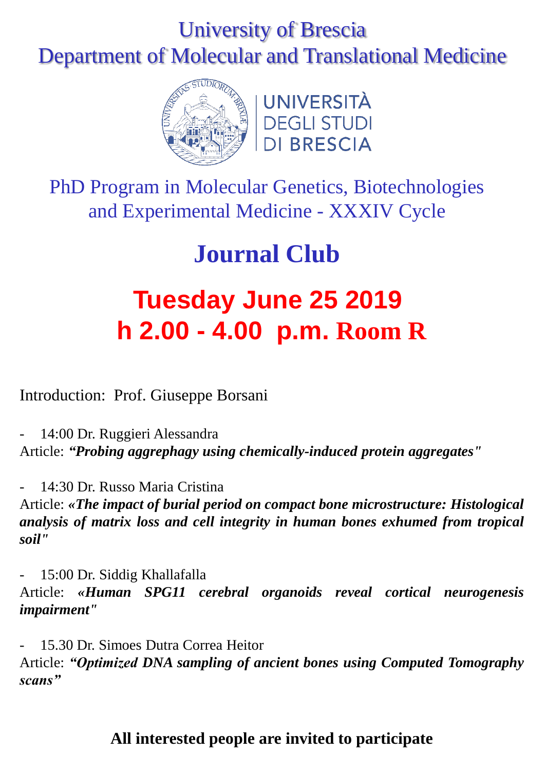# University of Brescia
# Department of Molecular and Translational Medicine

UNIVERSITÀ
DEGLI STUDI
DI BRESCIA

## PhD Program in Molecular Genetics, Biotechnologies and Experimental Medicine - XXXIV Cycle

# Journal Club

## Tuesday June 25 2019
## h 2.00 - 4.00 p.m. Room R

Introduction: Prof. Giuseppe Borsani

- 14:00 Dr. Ruggieri Alessandra

Article: ***"Probing aggrephagy using chemically-induced protein aggregates"***

- 14:30 Dr. Russo Maria Cristina

Article: ***«The impact of burial period on compact bone microstructure: Histological analysis of matrix loss and cell integrity in human bones exhumed from tropical soil"***

- 15:00 Dr. Siddig Khallafalla

Article: ***«Human SPG11 cerebral organoids reveal cortical neurogenesis impairment"***

- 15.30 Dr. Simoes Dutra Correa Heitor

Article: ***"Optimized DNA sampling of ancient bones using Computed Tomography scans"***

**All interested people are invited to participate**